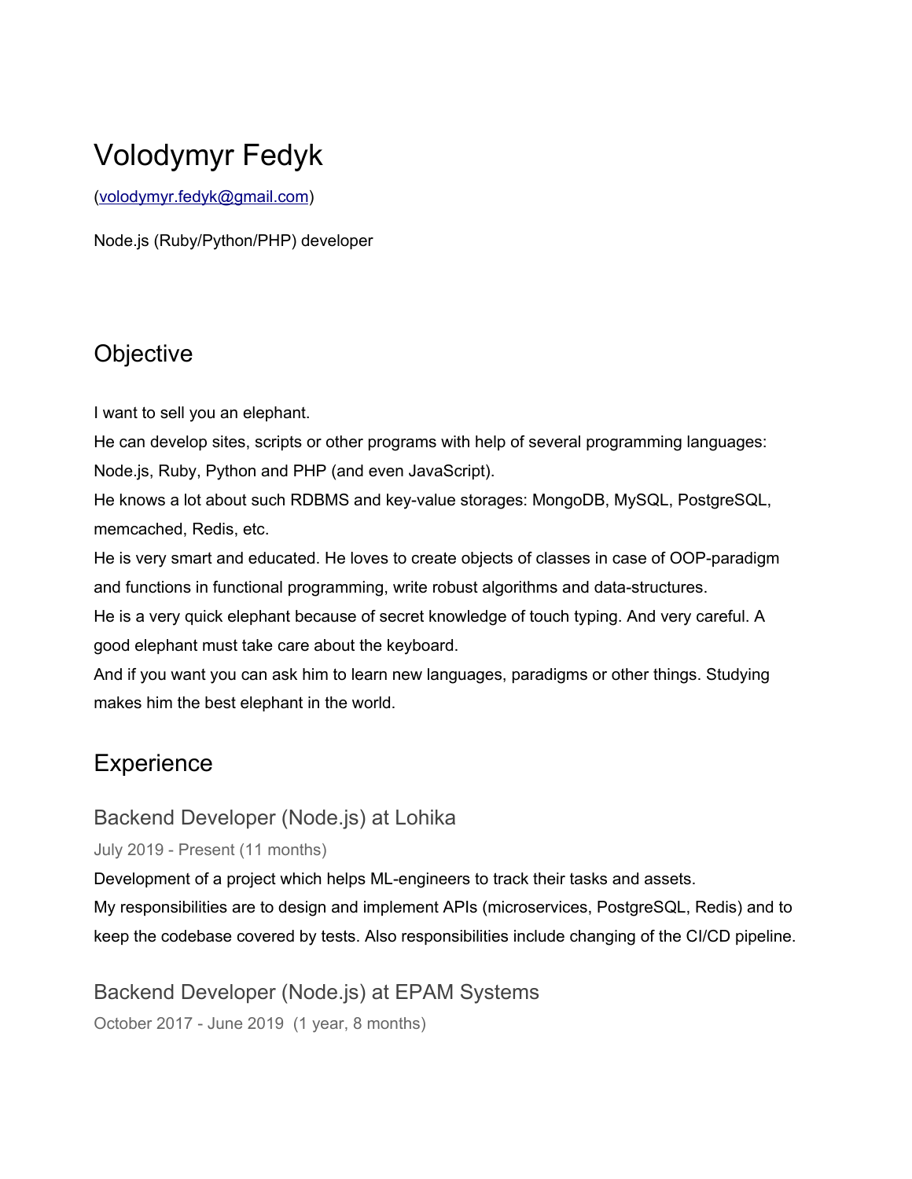# Volodymyr Fedyk

([volodymyr.fedyk@gmail.com](mailto:volodymyr.fedyk@gmail.com))

Node.js (Ruby/Python/PHP) developer

## Objective

I want to sell you an elephant.
He can develop sites, scripts or other programs with help of several programming languages: Node.js, Ruby, Python and PHP (and even JavaScript).
He knows a lot about such RDBMS and key-value storages: MongoDB, MySQL, PostgreSQL, memcached, Redis, etc.
He is very smart and educated. He loves to create objects of classes in case of OOP-paradigm and functions in functional programming, write robust algorithms and data-structures.
He is a very quick elephant because of secret knowledge of touch typing. And very careful. A good elephant must take care about the keyboard.
And if you want you can ask him to learn new languages, paradigms or other things. Studying makes him the best elephant in the world.

## Experience

### Backend Developer (Node.js) at Lohika

July 2019 - Present (11 months)

Development of a project which helps ML-engineers to track their tasks and assets.
My responsibilities are to design and implement APIs (microservices, PostgreSQL, Redis) and to keep the codebase covered by tests. Also responsibilities include changing of the CI/CD pipeline.

### Backend Developer (Node.js) at EPAM Systems

October 2017 - June 2019 (1 year, 8 months)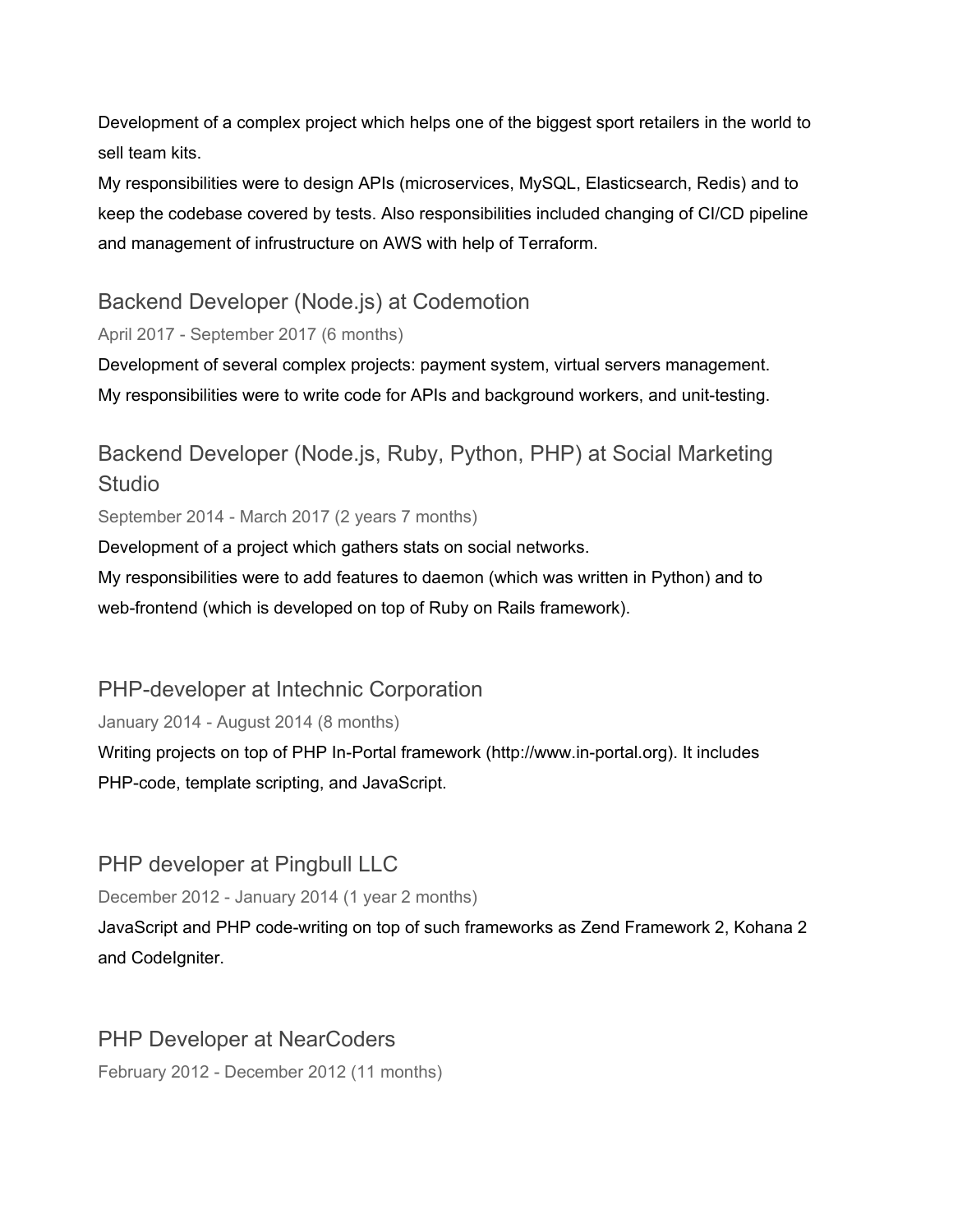Development of a complex project which helps one of the biggest sport retailers in the world to sell team kits.
My responsibilities were to design APIs (microservices, MySQL, Elasticsearch, Redis) and to keep the codebase covered by tests. Also responsibilities included changing of CI/CD pipeline and management of infrustructure on AWS with help of Terraform.

## Backend Developer (Node.js) at Codemotion

April 2017 - September 2017 (6 months)

Development of several complex projects: payment system, virtual servers management.
My responsibilities were to write code for APIs and background workers, and unit-testing.

## Backend Developer (Node.js, Ruby, Python, PHP) at Social Marketing Studio

September 2014 - March 2017 (2 years 7 months)

Development of a project which gathers stats on social networks.
My responsibilities were to add features to daemon (which was written in Python) and to web-frontend (which is developed on top of Ruby on Rails framework).

## PHP-developer at Intechnic Corporation

January 2014 - August 2014 (8 months)

Writing projects on top of PHP In-Portal framework (http://www.in-portal.org). It includes PHP-code, template scripting, and JavaScript.

## PHP developer at Pingbull LLC

December 2012 - January 2014 (1 year 2 months)

JavaScript and PHP code-writing on top of such frameworks as Zend Framework 2, Kohana 2 and CodeIgniter.

## PHP Developer at NearCoders

February 2012 - December 2012 (11 months)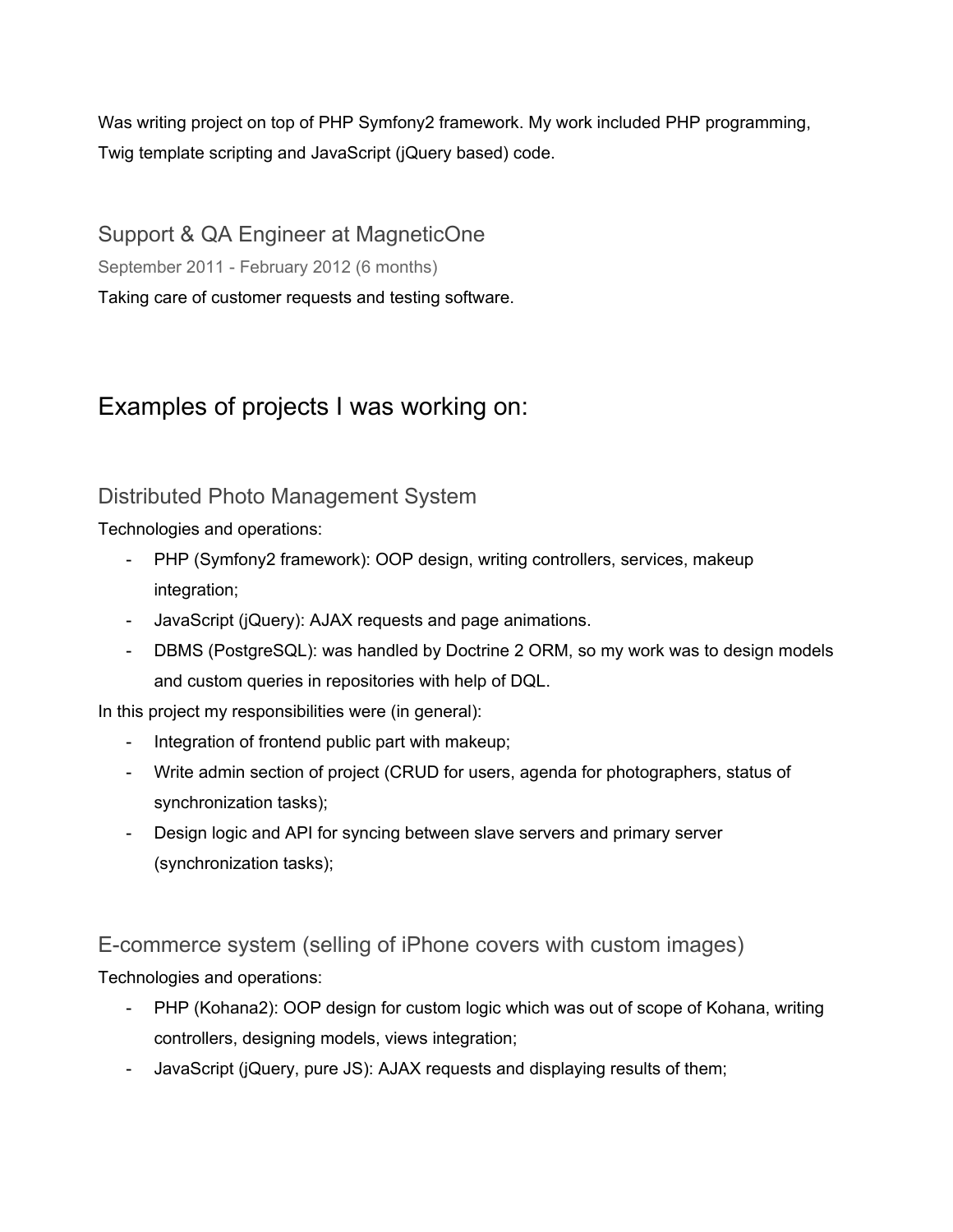Was writing project on top of PHP Symfony2 framework. My work included PHP programming, Twig template scripting and JavaScript (jQuery based) code.

### Support & QA Engineer at MagneticOne

September 2011 - February 2012 (6 months)

Taking care of customer requests and testing software.

## Examples of projects I was working on:

### Distributed Photo Management System

Technologies and operations:

- PHP (Symfony2 framework): OOP design, writing controllers, services, makeup integration;
- JavaScript (jQuery): AJAX requests and page animations.
- DBMS (PostgreSQL): was handled by Doctrine 2 ORM, so my work was to design models and custom queries in repositories with help of DQL.

In this project my responsibilities were (in general):

- Integration of frontend public part with makeup;
- Write admin section of project (CRUD for users, agenda for photographers, status of synchronization tasks);
- Design logic and API for syncing between slave servers and primary server (synchronization tasks);

### E-commerce system (selling of iPhone covers with custom images)

Technologies and operations:

- PHP (Kohana2): OOP design for custom logic which was out of scope of Kohana, writing controllers, designing models, views integration;
- JavaScript (jQuery, pure JS): AJAX requests and displaying results of them;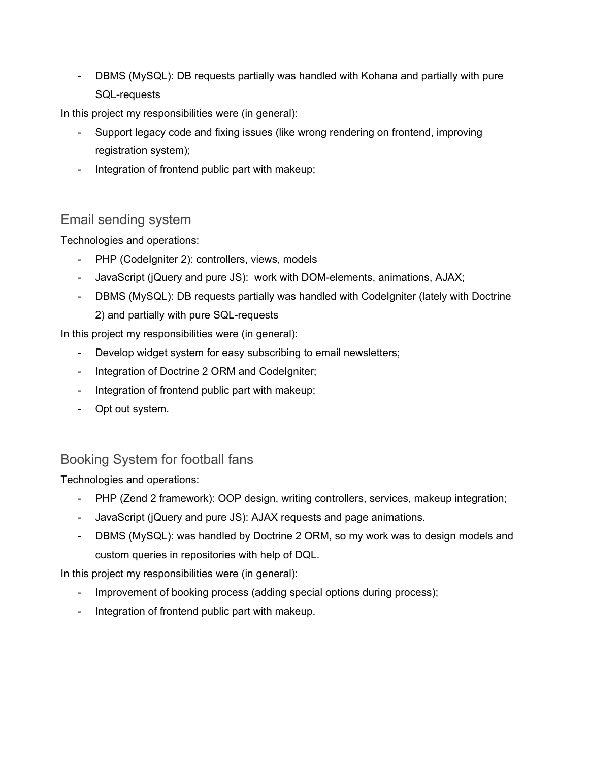- DBMS (MySQL): DB requests partially was handled with Kohana and partially with pure SQL-requests

In this project my responsibilities were (in general):

- Support legacy code and fixing issues (like wrong rendering on frontend, improving registration system);
- Integration of frontend public part with makeup;

## Email sending system

Technologies and operations:

- PHP (CodeIgniter 2): controllers, views, models
- JavaScript (jQuery and pure JS): work with DOM-elements, animations, AJAX;
- DBMS (MySQL): DB requests partially was handled with CodeIgniter (lately with Doctrine 2) and partially with pure SQL-requests

In this project my responsibilities were (in general):

- Develop widget system for easy subscribing to email newsletters;
- Integration of Doctrine 2 ORM and CodeIgniter;
- Integration of frontend public part with makeup;
- Opt out system.

## Booking System for football fans

Technologies and operations:

- PHP (Zend 2 framework): OOP design, writing controllers, services, makeup integration;
- JavaScript (jQuery and pure JS): AJAX requests and page animations.
- DBMS (MySQL): was handled by Doctrine 2 ORM, so my work was to design models and custom queries in repositories with help of DQL.

In this project my responsibilities were (in general):

- Improvement of booking process (adding special options during process);
- Integration of frontend public part with makeup.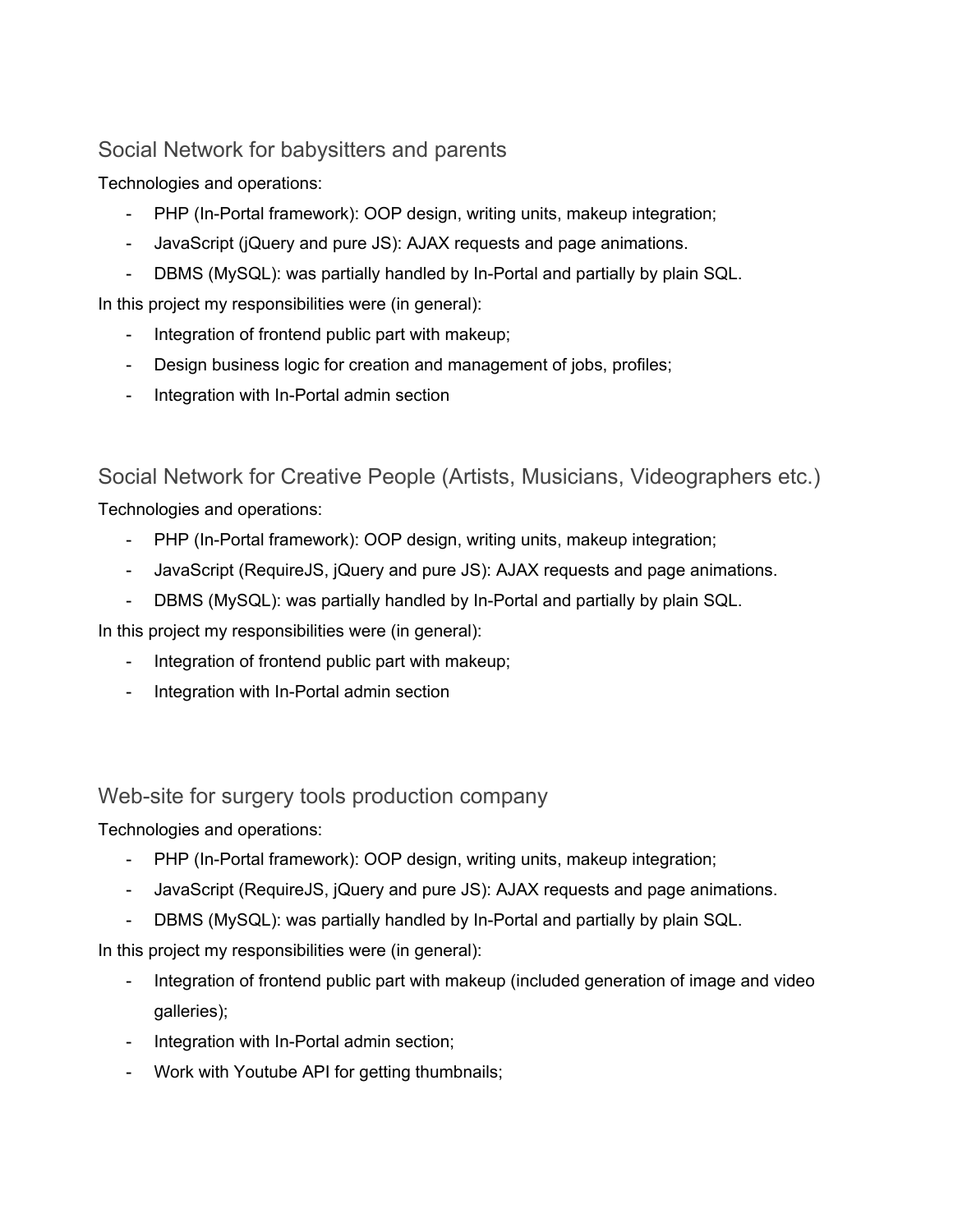## Social Network for babysitters and parents

Technologies and operations:

- PHP (In-Portal framework): OOP design, writing units, makeup integration;
- JavaScript (jQuery and pure JS): AJAX requests and page animations.
- DBMS (MySQL): was partially handled by In-Portal and partially by plain SQL.

In this project my responsibilities were (in general):

- Integration of frontend public part with makeup;
- Design business logic for creation and management of jobs, profiles;
- Integration with In-Portal admin section

## Social Network for Creative People (Artists, Musicians, Videographers etc.)

Technologies and operations:

- PHP (In-Portal framework): OOP design, writing units, makeup integration;
- JavaScript (RequireJS, jQuery and pure JS): AJAX requests and page animations.
- DBMS (MySQL): was partially handled by In-Portal and partially by plain SQL.

In this project my responsibilities were (in general):

- Integration of frontend public part with makeup;
- Integration with In-Portal admin section

## Web-site for surgery tools production company

Technologies and operations:

- PHP (In-Portal framework): OOP design, writing units, makeup integration;
- JavaScript (RequireJS, jQuery and pure JS): AJAX requests and page animations.
- DBMS (MySQL): was partially handled by In-Portal and partially by plain SQL.

In this project my responsibilities were (in general):

- Integration of frontend public part with makeup (included generation of image and video galleries);
- Integration with In-Portal admin section;
- Work with Youtube API for getting thumbnails;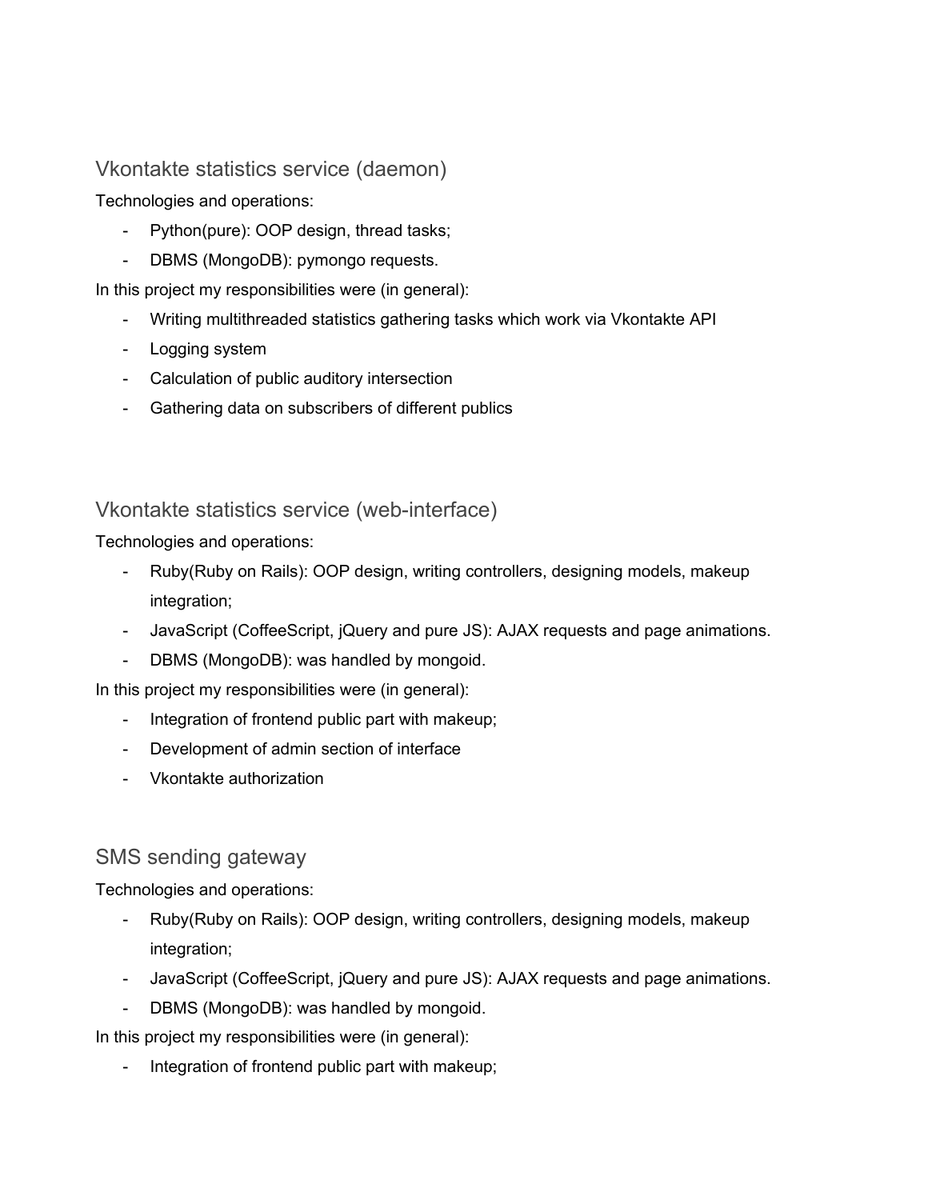## Vkontakte statistics service (daemon)

Technologies and operations:

- Python(pure): OOP design, thread tasks;
- DBMS (MongoDB): pymongo requests.

In this project my responsibilities were (in general):

- Writing multithreaded statistics gathering tasks which work via Vkontakte API
- Logging system
- Calculation of public auditory intersection
- Gathering data on subscribers of different publics

## Vkontakte statistics service (web-interface)

Technologies and operations:

- Ruby(Ruby on Rails): OOP design, writing controllers, designing models, makeup integration;
- JavaScript (CoffeeScript, jQuery and pure JS): AJAX requests and page animations.
- DBMS (MongoDB): was handled by mongoid.

In this project my responsibilities were (in general):

- Integration of frontend public part with makeup;
- Development of admin section of interface
- Vkontakte authorization

## SMS sending gateway

Technologies and operations:

- Ruby(Ruby on Rails): OOP design, writing controllers, designing models, makeup integration;
- JavaScript (CoffeeScript, jQuery and pure JS): AJAX requests and page animations.
- DBMS (MongoDB): was handled by mongoid.

In this project my responsibilities were (in general):

- Integration of frontend public part with makeup;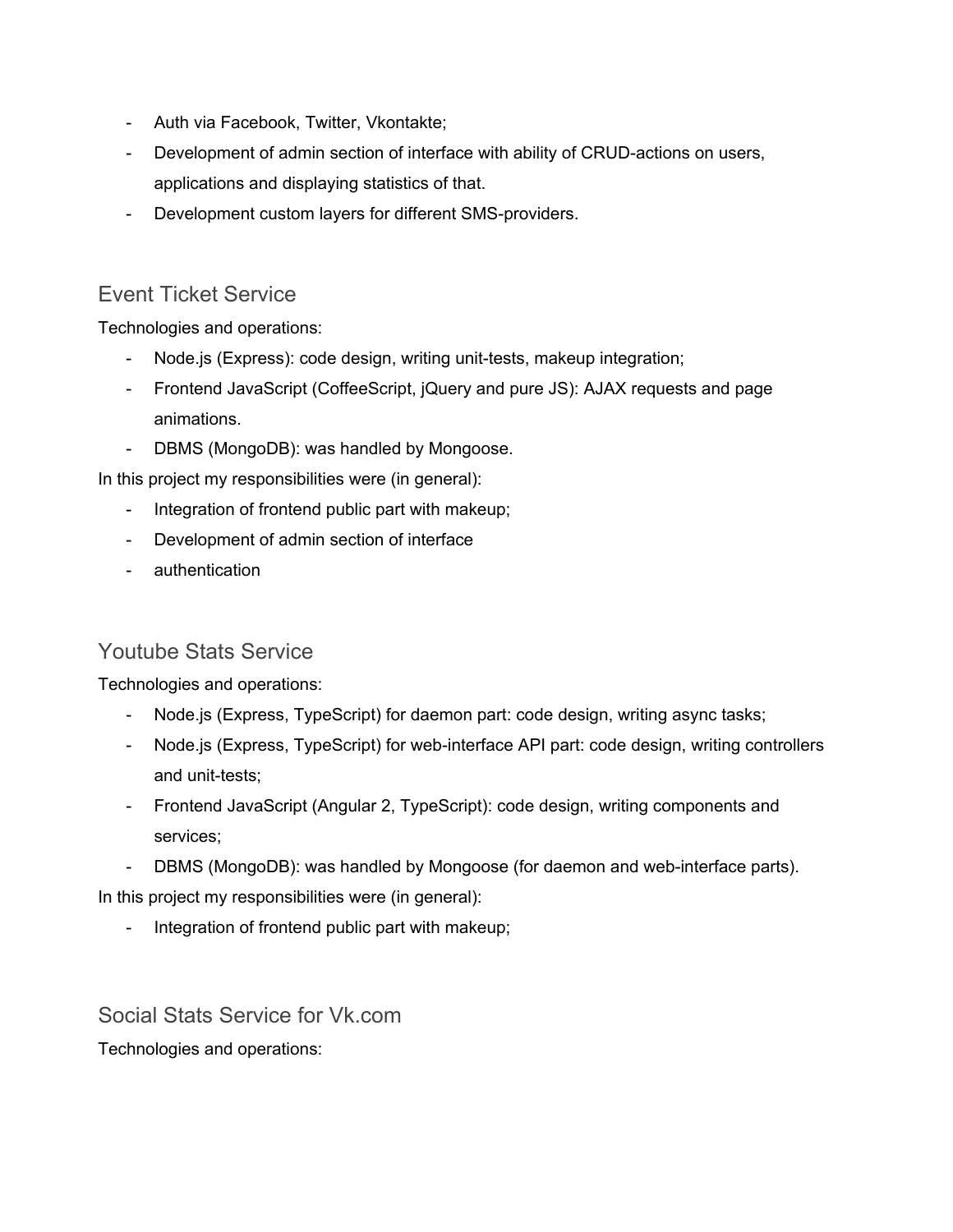- Auth via Facebook, Twitter, Vkontakte;
- Development of admin section of interface with ability of CRUD-actions on users, applications and displaying statistics of that.
- Development custom layers for different SMS-providers.

## Event Ticket Service

Technologies and operations:

- Node.js (Express): code design, writing unit-tests, makeup integration;
- Frontend JavaScript (CoffeeScript, jQuery and pure JS): AJAX requests and page animations.
- DBMS (MongoDB): was handled by Mongoose.

In this project my responsibilities were (in general):

- Integration of frontend public part with makeup;
- Development of admin section of interface
- authentication

## Youtube Stats Service

Technologies and operations:

- Node.js (Express, TypeScript) for daemon part: code design, writing async tasks;
- Node.js (Express, TypeScript) for web-interface API part: code design, writing controllers and unit-tests;
- Frontend JavaScript (Angular 2, TypeScript): code design, writing components and services;
- DBMS (MongoDB): was handled by Mongoose (for daemon and web-interface parts).

In this project my responsibilities were (in general):

- Integration of frontend public part with makeup;

## Social Stats Service for Vk.com

Technologies and operations: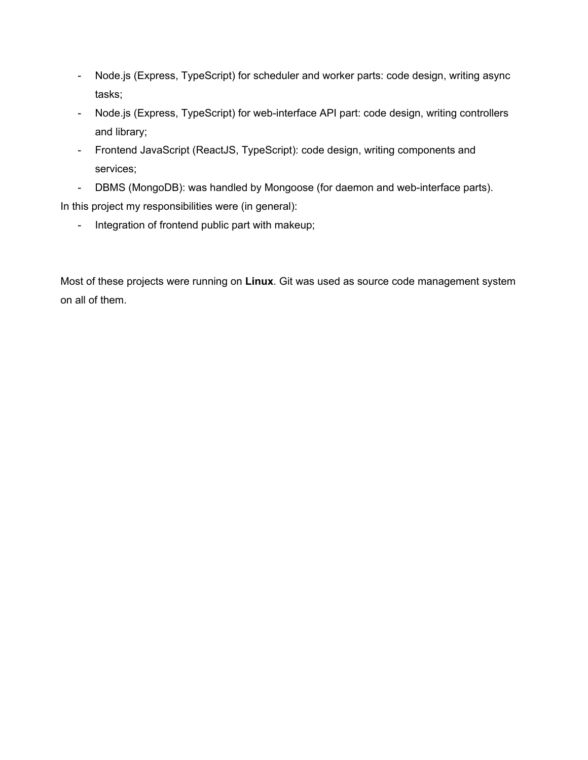- Node.js (Express, TypeScript) for scheduler and worker parts: code design, writing async tasks;
- Node.js (Express, TypeScript) for web-interface API part: code design, writing controllers and library;
- Frontend JavaScript (ReactJS, TypeScript): code design, writing components and services;
- DBMS (MongoDB): was handled by Mongoose (for daemon and web-interface parts).

In this project my responsibilities were (in general):

- Integration of frontend public part with makeup;

Most of these projects were running on **Linux**. Git was used as source code management system on all of them.